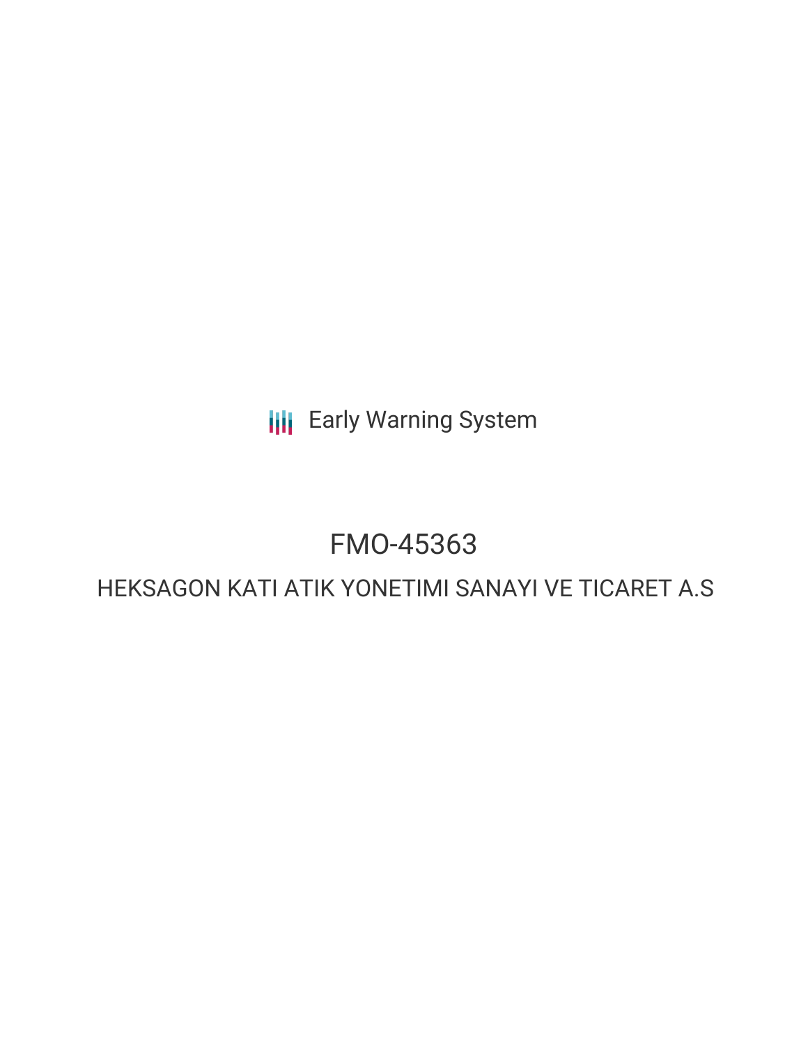Early Warning System

# FMO-45363

## HEKSAGON KATI ATIK YONETIMI SANAYI VE TICARET A.S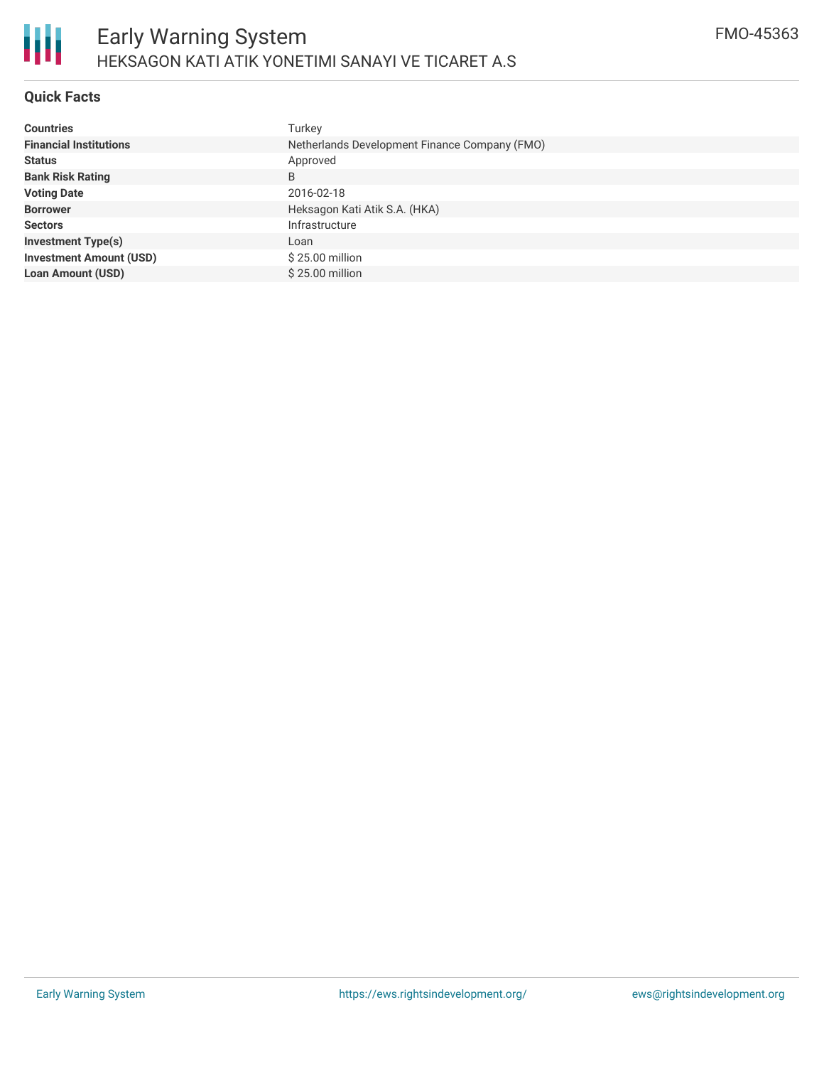# Early Warning System

HEKSAGON KATI ATIK YONETIMI SANAYI VE TICARET A.S

FMO-45363

## Quick Facts

| | |
|---|---|
| **Countries** | Turkey |
| **Financial Institutions** | Netherlands Development Finance Company (FMO) |
| **Status** | Approved |
| **Bank Risk Rating** | B |
| **Voting Date** | 2016-02-18 |
| **Borrower** | Heksagon Kati Atik S.A. (HKA) |
| **Sectors** | Infrastructure |
| **Investment Type(s)** | Loan |
| **Investment Amount (USD)** | $ 25.00 million |
| **Loan Amount (USD)** | $ 25.00 million |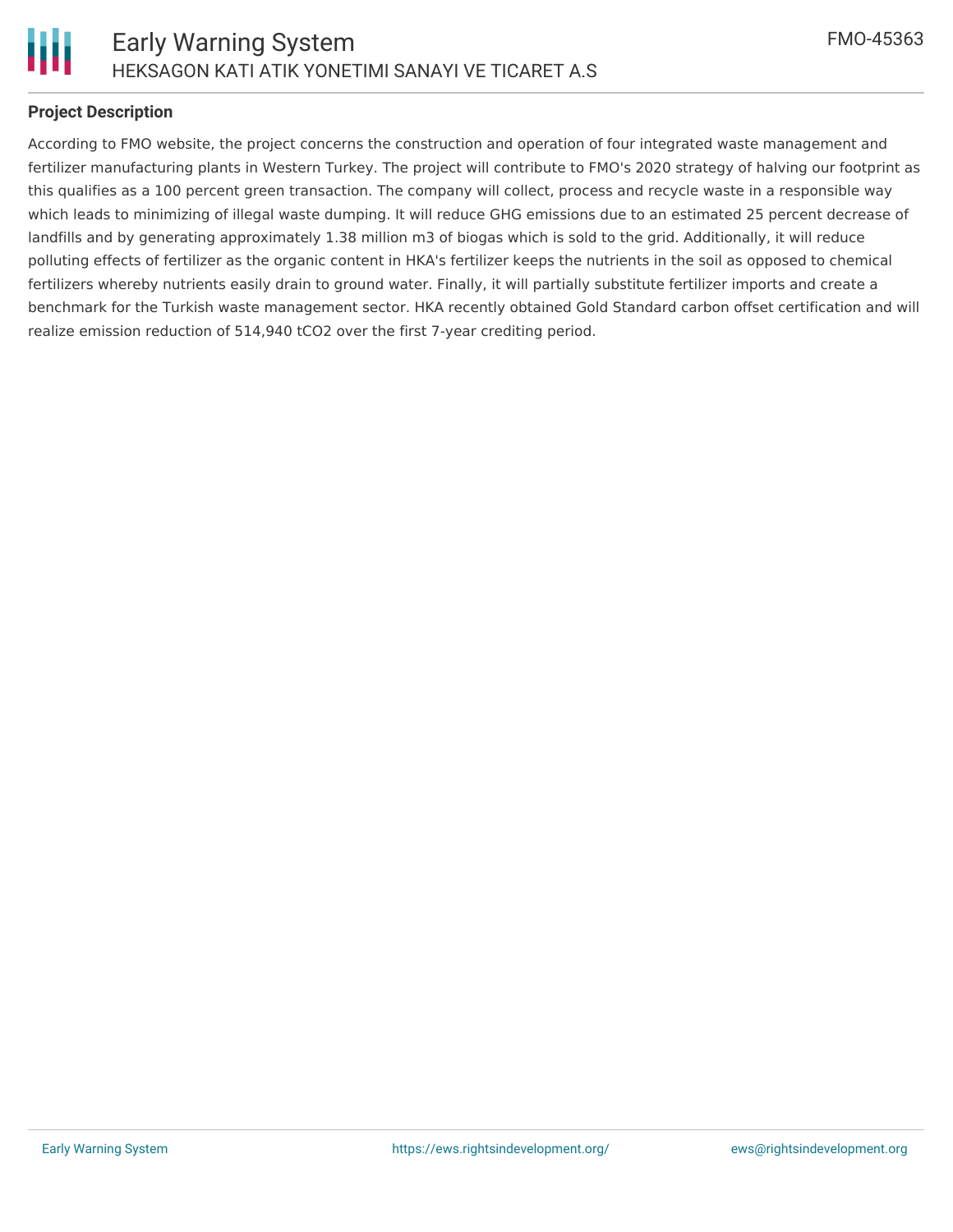**Project Description**

According to FMO website, the project concerns the construction and operation of four integrated waste management and fertilizer manufacturing plants in Western Turkey. The project will contribute to FMO's 2020 strategy of halving our footprint as this qualifies as a 100 percent green transaction. The company will collect, process and recycle waste in a responsible way which leads to minimizing of illegal waste dumping. It will reduce GHG emissions due to an estimated 25 percent decrease of landfills and by generating approximately 1.38 million m3 of biogas which is sold to the grid. Additionally, it will reduce polluting effects of fertilizer as the organic content in HKA's fertilizer keeps the nutrients in the soil as opposed to chemical fertilizers whereby nutrients easily drain to ground water. Finally, it will partially substitute fertilizer imports and create a benchmark for the Turkish waste management sector. HKA recently obtained Gold Standard carbon offset certification and will realize emission reduction of 514,940 $tCO_2$ over the first 7-year crediting period.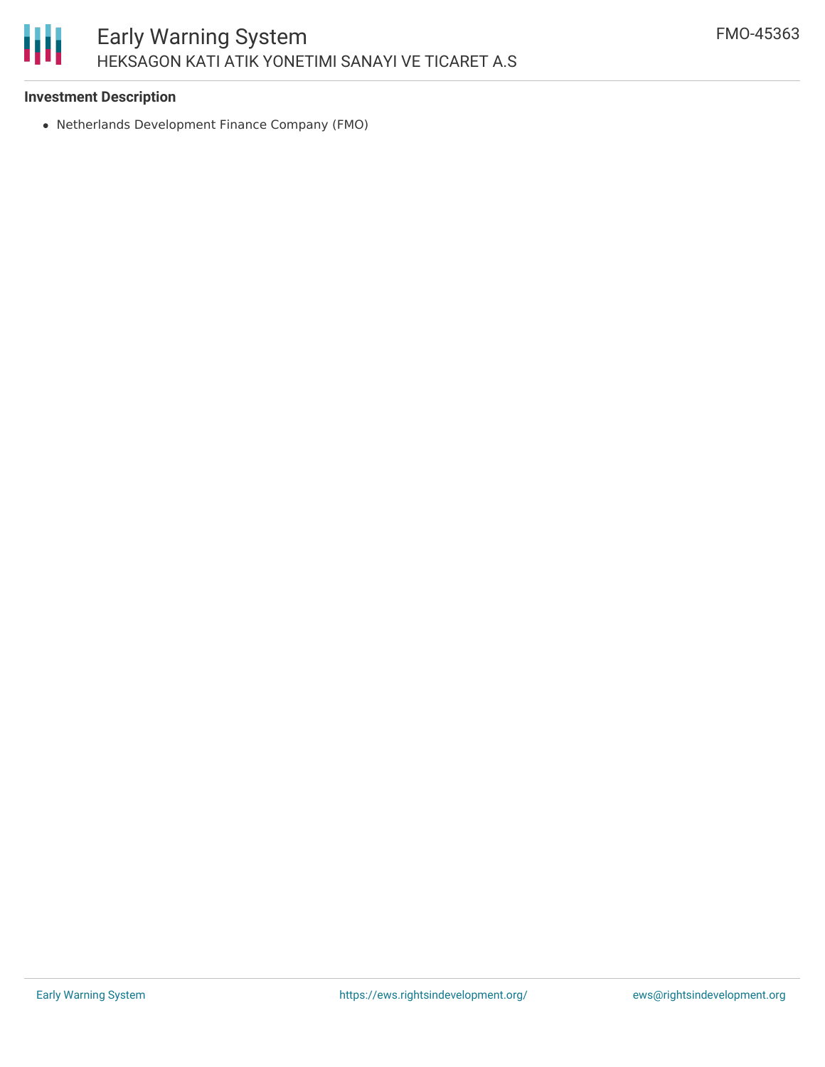### Investment Description

- Netherlands Development Finance Company (FMO)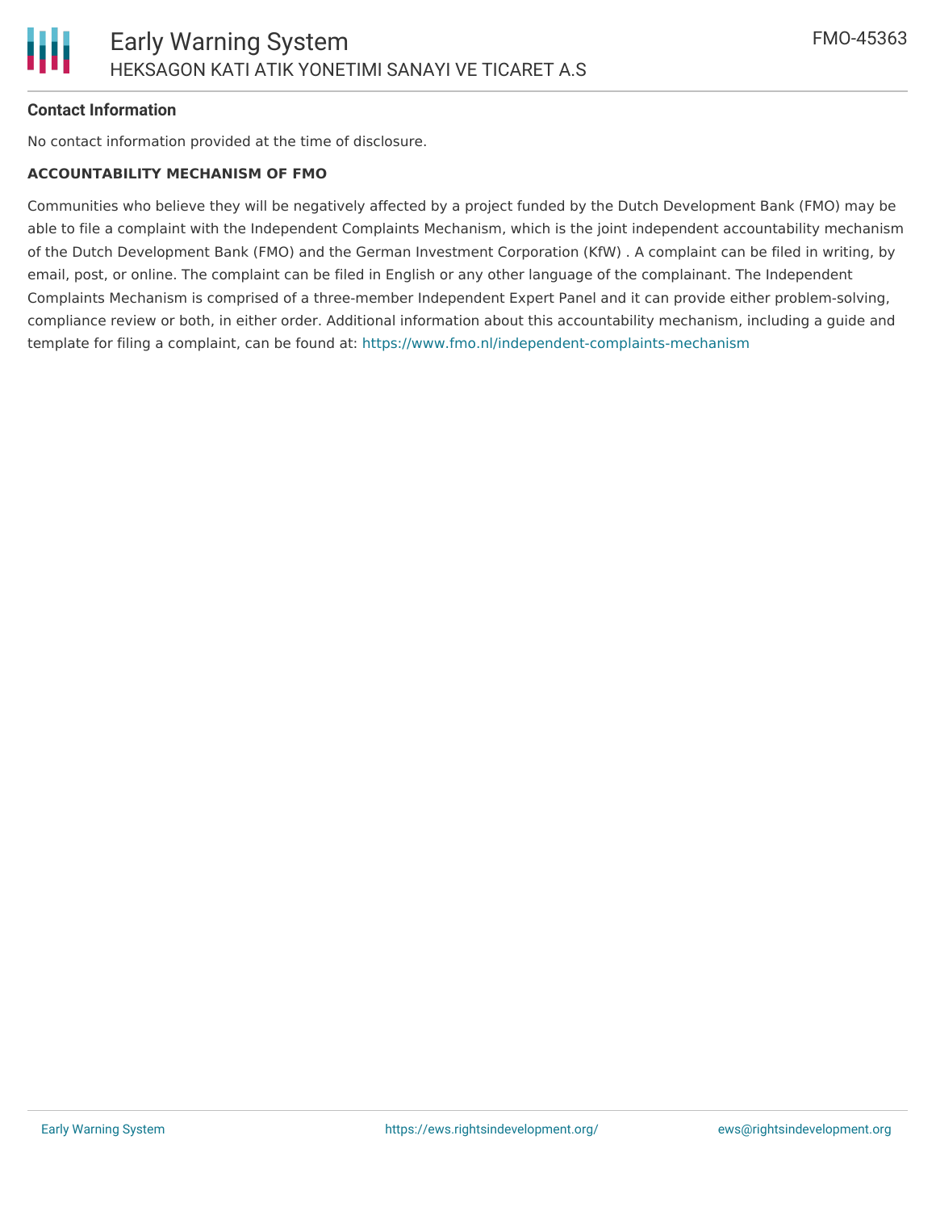**Contact Information**

No contact information provided at the time of disclosure.

**ACCOUNTABILITY MECHANISM OF FMO**

Communities who believe they will be negatively affected by a project funded by the Dutch Development Bank (FMO) may be able to file a complaint with the Independent Complaints Mechanism, which is the joint independent accountability mechanism of the Dutch Development Bank (FMO) and the German Investment Corporation (KfW) . A complaint can be filed in writing, by email, post, or online. The complaint can be filed in English or any other language of the complainant. The Independent Complaints Mechanism is comprised of a three-member Independent Expert Panel and it can provide either problem-solving, compliance review or both, in either order. Additional information about this accountability mechanism, including a guide and template for filing a complaint, can be found at: https://www.fmo.nl/independent-complaints-mechanism